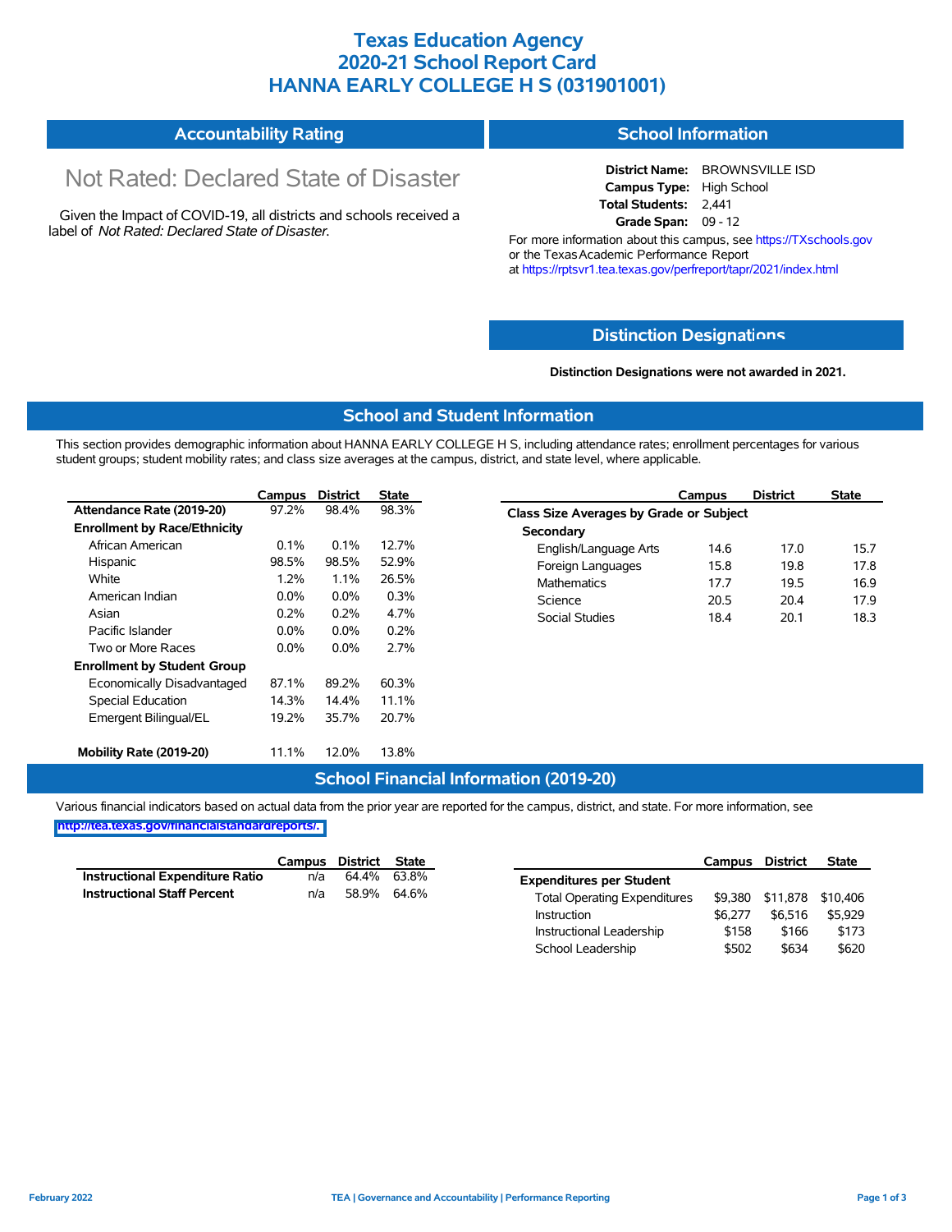# Texas Education Agency
# 2020-21 School Report Card
# HANNA EARLY COLLEGE H S (031901001)

## Accountability Rating

Not Rated: Declared State of Disaster

Given the Impact of COVID-19, all districts and schools received a label of *Not Rated: Declared State of Disaster*.

## School Information

**District Name:** BROWNSVILLE ISD
**Campus Type:** High School
**Total Students:** 2,441
**Grade Span:** 09 - 12

For more information about this campus, see https://TXschools.gov or the Texas Academic Performance Report at https://rptsvr1.tea.texas.gov/perfreport/tapr/2021/index.html

## Distinction Designations

**Distinction Designations were not awarded in 2021.**

## School and Student Information

This section provides demographic information about HANNA EARLY COLLEGE H S, including attendance rates; enrollment percentages for various student groups; student mobility rates; and class size averages at the campus, district, and state level, where applicable.

| | Campus | District | State |
|---|---|---|---|
| **Attendance Rate (2019-20)** | 97.2% | 98.4% | 98.3% |
| **Enrollment by Race/Ethnicity** | | | |
| African American | 0.1% | 0.1% | 12.7% |
| Hispanic | 98.5% | 98.5% | 52.9% |
| White | 1.2% | 1.1% | 26.5% |
| American Indian | 0.0% | 0.0% | 0.3% |
| Asian | 0.2% | 0.2% | 4.7% |
| Pacific Islander | 0.0% | 0.0% | 0.2% |
| Two or More Races | 0.0% | 0.0% | 2.7% |
| **Enrollment by Student Group** | | | |
| Economically Disadvantaged | 87.1% | 89.2% | 60.3% |
| Special Education | 14.3% | 14.4% | 11.1% |
| Emergent Bilingual/EL | 19.2% | 35.7% | 20.7% |
| **Mobility Rate (2019-20)** | 11.1% | 12.0% | 13.8% |

| | Campus | District | State |
|---|---|---|---|
| **Class Size Averages by Grade or Subject** | | | |
| **Secondary** | | | |
| English/Language Arts | 14.6 | 17.0 | 15.7 |
| Foreign Languages | 15.8 | 19.8 | 17.8 |
| Mathematics | 17.7 | 19.5 | 16.9 |
| Science | 20.5 | 20.4 | 17.9 |
| Social Studies | 18.4 | 20.1 | 18.3 |

## School Financial Information (2019-20)

Various financial indicators based on actual data from the prior year are reported for the campus, district, and state. For more information, see http://tea.texas.gov/financialstandardreports/.

| | Campus | District | State |
|---|---|---|---|
| **Instructional Expenditure Ratio** | n/a | 64.4% | 63.8% |
| **Instructional Staff Percent** | n/a | 58.9% | 64.6% |

| | Campus | District | State |
|---|---|---|---|
| **Expenditures per Student** | | | |
| Total Operating Expenditures | $9,380 | $11,878 | $10,406 |
| Instruction | $6,277 | $6,516 | $5,929 |
| Instructional Leadership | $158 | $166 | $173 |
| School Leadership | $502 | $634 | $620 |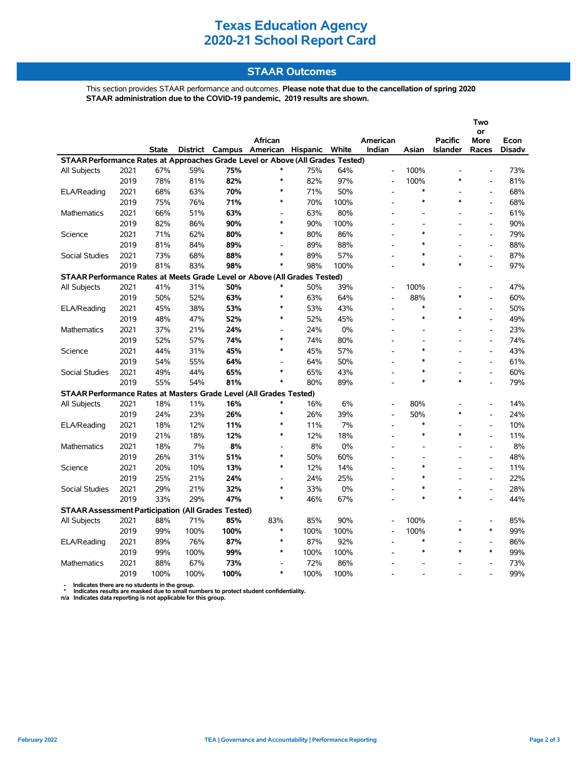# Texas Education Agency
# 2020-21 School Report Card

## STAAR Outcomes

This section provides STAAR performance and outcomes. **Please note that due to the cancellation of spring 2020 STAAR administration due to the COVID-19 pandemic, 2019 results are shown.**

| | | State | District | Campus | African American | Hispanic | White | American Indian | Asian | Pacific Islander | Two or More Races | Econ Disadv |
|---|---|---|---|---|---|---|---|---|---|---|---|---|
| **STAAR Performance Rates at Approaches Grade Level or Above (All Grades Tested)** | | | | | | | | | | | | |
| All Subjects | 2021 | 67% | 59% | **75%** | * | 75% | 64% | - | 100% | - | - | 73% |
| | 2019 | 78% | 81% | **82%** | * | 82% | 97% | - | 100% | * | - | 81% |
| ELA/Reading | 2021 | 68% | 63% | **70%** | * | 71% | 50% | - | * | - | - | 68% |
| | 2019 | 75% | 76% | **71%** | * | 70% | 100% | - | * | * | - | 68% |
| Mathematics | 2021 | 66% | 51% | **63%** | - | 63% | 80% | - | - | - | - | 61% |
| | 2019 | 82% | 86% | **90%** | * | 90% | 100% | - | - | - | - | 90% |
| Science | 2021 | 71% | 62% | **80%** | * | 80% | 86% | - | * | - | - | 79% |
| | 2019 | 81% | 84% | **89%** | - | 89% | 88% | - | * | - | - | 88% |
| Social Studies | 2021 | 73% | 68% | **88%** | * | 89% | 57% | - | * | - | - | 87% |
| | 2019 | 81% | 83% | **98%** | * | 98% | 100% | - | * | * | - | 97% |
| **STAAR Performance Rates at Meets Grade Level or Above (All Grades Tested)** | | | | | | | | | | | | |
| All Subjects | 2021 | 41% | 31% | **50%** | * | 50% | 39% | - | 100% | - | - | 47% |
| | 2019 | 50% | 52% | **63%** | * | 63% | 64% | - | 88% | * | - | 60% |
| ELA/Reading | 2021 | 45% | 38% | **53%** | * | 53% | 43% | - | * | - | - | 50% |
| | 2019 | 48% | 47% | **52%** | * | 52% | 45% | - | * | * | - | 49% |
| Mathematics | 2021 | 37% | 21% | **24%** | - | 24% | 0% | - | - | - | - | 23% |
| | 2019 | 52% | 57% | **74%** | * | 74% | 80% | - | - | - | - | 74% |
| Science | 2021 | 44% | 31% | **45%** | * | 45% | 57% | - | * | - | - | 43% |
| | 2019 | 54% | 55% | **64%** | - | 64% | 50% | - | * | - | - | 61% |
| Social Studies | 2021 | 49% | 44% | **65%** | * | 65% | 43% | - | * | - | - | 60% |
| | 2019 | 55% | 54% | **81%** | * | 80% | 89% | - | * | * | - | 79% |
| **STAAR Performance Rates at Masters Grade Level (All Grades Tested)** | | | | | | | | | | | | |
| All Subjects | 2021 | 18% | 11% | **16%** | * | 16% | 6% | - | 80% | - | - | 14% |
| | 2019 | 24% | 23% | **26%** | * | 26% | 39% | - | 50% | * | - | 24% |
| ELA/Reading | 2021 | 18% | 12% | **11%** | * | 11% | 7% | - | * | - | - | 10% |
| | 2019 | 21% | 18% | **12%** | * | 12% | 18% | - | * | * | - | 11% |
| Mathematics | 2021 | 18% | 7% | **8%** | - | 8% | 0% | - | - | - | - | 8% |
| | 2019 | 26% | 31% | **51%** | * | 50% | 60% | - | - | - | - | 48% |
| Science | 2021 | 20% | 10% | **13%** | * | 12% | 14% | - | * | - | - | 11% |
| | 2019 | 25% | 21% | **24%** | - | 24% | 25% | - | * | - | - | 22% |
| Social Studies | 2021 | 29% | 21% | **32%** | * | 33% | 0% | - | * | - | - | 28% |
| | 2019 | 33% | 29% | **47%** | * | 46% | 67% | - | * | * | - | 44% |
| **STAAR Assessment Participation (All Grades Tested)** | | | | | | | | | | | | |
| All Subjects | 2021 | 88% | 71% | **85%** | 83% | 85% | 90% | - | 100% | - | - | 85% |
| | 2019 | 99% | 100% | **100%** | * | 100% | 100% | - | 100% | * | * | 99% |
| ELA/Reading | 2021 | 89% | 76% | **87%** | * | 87% | 92% | - | * | - | - | 86% |
| | 2019 | 99% | 100% | **99%** | * | 100% | 100% | - | * | * | * | 99% |
| Mathematics | 2021 | 88% | 67% | **73%** | - | 72% | 86% | - | - | - | - | 73% |
| | 2019 | 100% | 100% | **100%** | * | 100% | 100% | - | - | - | - | 99% |

**-** Indicates there are no students in the group.
**\*** Indicates results are masked due to small numbers to protect student confidentiality.
**n/a** Indicates data reporting is not applicable for this group.

February 2022 | TEA | Governance and Accountability | Performance Reporting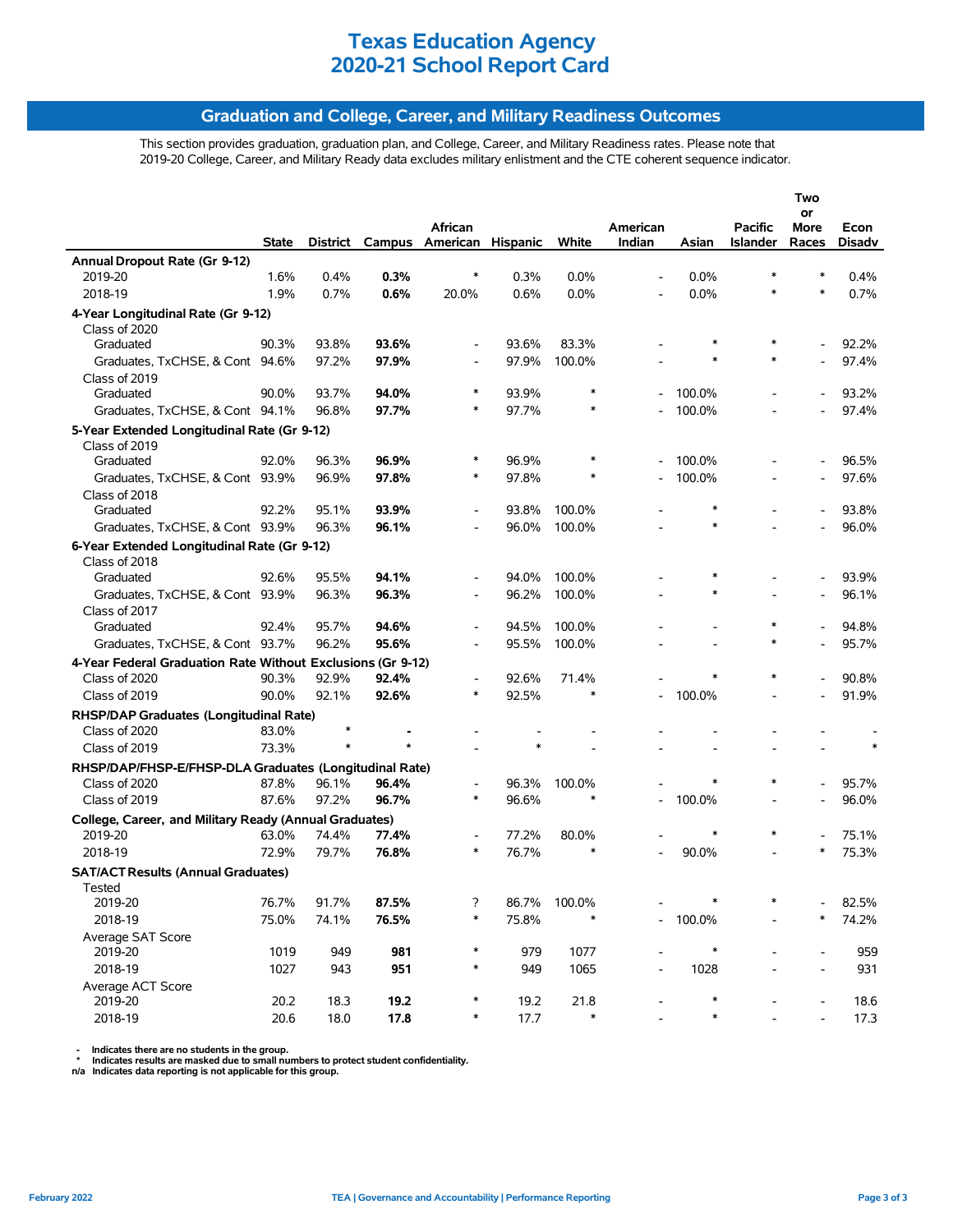# Texas Education Agency
# 2020-21 School Report Card

## Graduation and College, Career, and Military Readiness Outcomes

This section provides graduation, graduation plan, and College, Career, and Military Readiness rates. Please note that 2019-20 College, Career, and Military Ready data excludes military enlistment and the CTE coherent sequence indicator.

| | State | District | Campus | African American | Hispanic | White | American Indian | Asian | Pacific Islander | Two or More Races | Econ Disadv |
|---|---|---|---|---|---|---|---|---|---|---|---|
| **Annual Dropout Rate (Gr 9-12)** | | | | | | | | | | | |
| 2019-20 | 1.6% | 0.4% | **0.3%** | * | 0.3% | 0.0% | - | 0.0% | * | * | 0.4% |
| 2018-19 | 1.9% | 0.7% | **0.6%** | 20.0% | 0.6% | 0.0% | - | 0.0% | * | * | 0.7% |
| **4-Year Longitudinal Rate (Gr 9-12)** | | | | | | | | | | | |
| Class of 2020 | | | | | | | | | | | |
| Graduated | 90.3% | 93.8% | **93.6%** | - | 93.6% | 83.3% | - | * | * | - | 92.2% |
| Graduates, TxCHSE, & Cont | 94.6% | 97.2% | **97.9%** | - | 97.9% | 100.0% | - | * | * | - | 97.4% |
| Class of 2019 | | | | | | | | | | | |
| Graduated | 90.0% | 93.7% | **94.0%** | * | 93.9% | * | - | 100.0% | - | - | 93.2% |
| Graduates, TxCHSE, & Cont | 94.1% | 96.8% | **97.7%** | * | 97.7% | * | - | 100.0% | - | - | 97.4% |
| **5-Year Extended Longitudinal Rate (Gr 9-12)** | | | | | | | | | | | |
| Class of 2019 | | | | | | | | | | | |
| Graduated | 92.0% | 96.3% | **96.9%** | * | 96.9% | * | - | 100.0% | - | - | 96.5% |
| Graduates, TxCHSE, & Cont | 93.9% | 96.9% | **97.8%** | * | 97.8% | * | - | 100.0% | - | - | 97.6% |
| Class of 2018 | | | | | | | | | | | |
| Graduated | 92.2% | 95.1% | **93.9%** | - | 93.8% | 100.0% | - | * | - | - | 93.8% |
| Graduates, TxCHSE, & Cont | 93.9% | 96.3% | **96.1%** | - | 96.0% | 100.0% | - | * | - | - | 96.0% |
| **6-Year Extended Longitudinal Rate (Gr 9-12)** | | | | | | | | | | | |
| Class of 2018 | | | | | | | | | | | |
| Graduated | 92.6% | 95.5% | **94.1%** | - | 94.0% | 100.0% | - | * | - | - | 93.9% |
| Graduates, TxCHSE, & Cont | 93.9% | 96.3% | **96.3%** | - | 96.2% | 100.0% | - | * | - | - | 96.1% |
| Class of 2017 | | | | | | | | | | | |
| Graduated | 92.4% | 95.7% | **94.6%** | - | 94.5% | 100.0% | - | - | * | - | 94.8% |
| Graduates, TxCHSE, & Cont | 93.7% | 96.2% | **95.6%** | - | 95.5% | 100.0% | - | - | * | - | 95.7% |
| **4-Year Federal Graduation Rate Without Exclusions (Gr 9-12)** | | | | | | | | | | | |
| Class of 2020 | 90.3% | 92.9% | **92.4%** | - | 92.6% | 71.4% | - | * | * | - | 90.8% |
| Class of 2019 | 90.0% | 92.1% | **92.6%** | * | 92.5% | * | - | 100.0% | - | - | 91.9% |
| **RHSP/DAP Graduates (Longitudinal Rate)** | | | | | | | | | | | |
| Class of 2020 | 83.0% | * | **-** | - | - | - | - | - | - | - | - |
| Class of 2019 | 73.3% | * | * | - | * | - | - | - | - | - | * |
| **RHSP/DAP/FHSP-E/FHSP-DLA Graduates (Longitudinal Rate)** | | | | | | | | | | | |
| Class of 2020 | 87.8% | 96.1% | **96.4%** | - | 96.3% | 100.0% | - | * | * | - | 95.7% |
| Class of 2019 | 87.6% | 97.2% | **96.7%** | * | 96.6% | * | - | 100.0% | - | - | 96.0% |
| **College, Career, and Military Ready (Annual Graduates)** | | | | | | | | | | | |
| 2019-20 | 63.0% | 74.4% | **77.4%** | - | 77.2% | 80.0% | - | * | * | - | 75.1% |
| 2018-19 | 72.9% | 79.7% | **76.8%** | * | 76.7% | * | - | 90.0% | - | * | 75.3% |
| **SAT/ACT Results (Annual Graduates)** | | | | | | | | | | | |
| Tested | | | | | | | | | | | |
| 2019-20 | 76.7% | 91.7% | **87.5%** | ? | 86.7% | 100.0% | - | * | * | - | 82.5% |
| 2018-19 | 75.0% | 74.1% | **76.5%** | * | 75.8% | * | - | 100.0% | - | * | 74.2% |
| Average SAT Score | | | | | | | | | | | |
| 2019-20 | 1019 | 949 | **981** | * | 979 | 1077 | - | * | - | - | 959 |
| 2018-19 | 1027 | 943 | **951** | * | 949 | 1065 | - | 1028 | - | - | 931 |
| Average ACT Score | | | | | | | | | | | |
| 2019-20 | 20.2 | 18.3 | **19.2** | * | 19.2 | 21.8 | - | * | - | - | 18.6 |
| 2018-19 | 20.6 | 18.0 | **17.8** | * | 17.7 | * | - | * | - | - | 17.3 |

- Indicates there are no students in the group.
* Indicates results are masked due to small numbers to protect student confidentiality.
n/a Indicates data reporting is not applicable for this group.